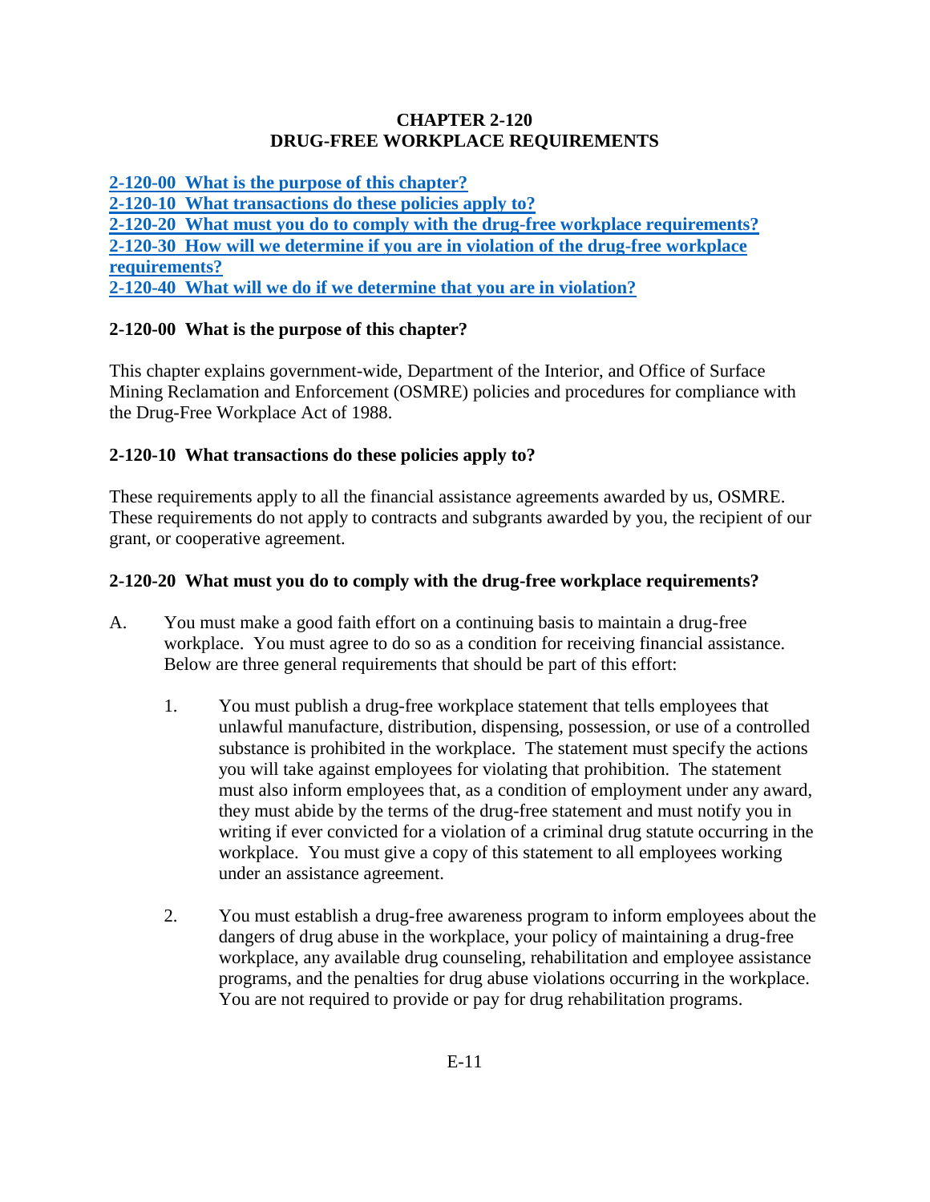# CHAPTER 2-120
# DRUG-FREE WORKPLACE REQUIREMENTS

[2-120-00 What is the purpose of this chapter?](#)
[2-120-10 What transactions do these policies apply to?](#)
[2-120-20 What must you do to comply with the drug-free workplace requirements?](#)
[2-120-30 How will we determine if you are in violation of the drug-free workplace requirements?](#)
[2-120-40 What will we do if we determine that you are in violation?](#)

## 2-120-00 What is the purpose of this chapter?

This chapter explains government-wide, Department of the Interior, and Office of Surface Mining Reclamation and Enforcement (OSMRE) policies and procedures for compliance with the Drug-Free Workplace Act of 1988.

## 2-120-10 What transactions do these policies apply to?

These requirements apply to all the financial assistance agreements awarded by us, OSMRE. These requirements do not apply to contracts and subgrants awarded by you, the recipient of our grant, or cooperative agreement.

## 2-120-20 What must you do to comply with the drug-free workplace requirements?

A. You must make a good faith effort on a continuing basis to maintain a drug-free workplace. You must agree to do so as a condition for receiving financial assistance. Below are three general requirements that should be part of this effort:

   1. You must publish a drug-free workplace statement that tells employees that unlawful manufacture, distribution, dispensing, possession, or use of a controlled substance is prohibited in the workplace. The statement must specify the actions you will take against employees for violating that prohibition. The statement must also inform employees that, as a condition of employment under any award, they must abide by the terms of the drug-free statement and must notify you in writing if ever convicted for a violation of a criminal drug statute occurring in the workplace. You must give a copy of this statement to all employees working under an assistance agreement.

   2. You must establish a drug-free awareness program to inform employees about the dangers of drug abuse in the workplace, your policy of maintaining a drug-free workplace, any available drug counseling, rehabilitation and employee assistance programs, and the penalties for drug abuse violations occurring in the workplace. You are not required to provide or pay for drug rehabilitation programs.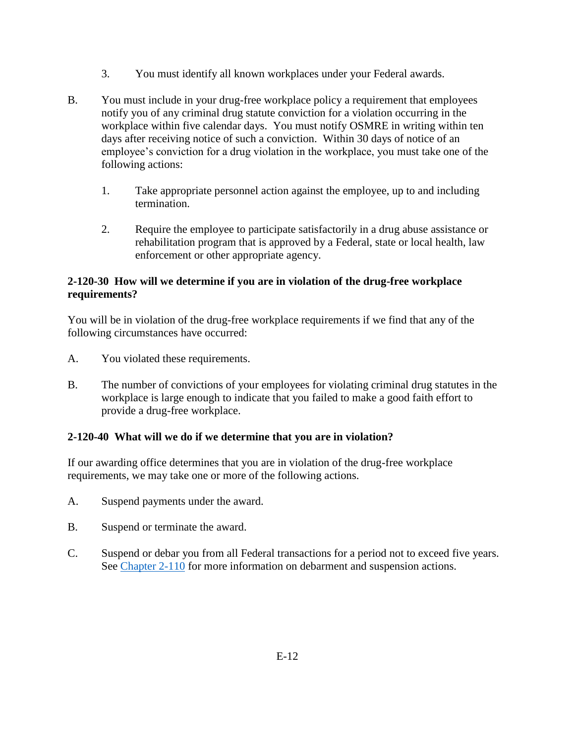3. You must identify all known workplaces under your Federal awards.

B. You must include in your drug-free workplace policy a requirement that employees notify you of any criminal drug statute conviction for a violation occurring in the workplace within five calendar days. You must notify OSMRE in writing within ten days after receiving notice of such a conviction. Within 30 days of notice of an employee's conviction for a drug violation in the workplace, you must take one of the following actions:

   1. Take appropriate personnel action against the employee, up to and including termination.

   2. Require the employee to participate satisfactorily in a drug abuse assistance or rehabilitation program that is approved by a Federal, state or local health, law enforcement or other appropriate agency.

**2-120-30 How will we determine if you are in violation of the drug-free workplace requirements?**

You will be in violation of the drug-free workplace requirements if we find that any of the following circumstances have occurred:

A. You violated these requirements.

B. The number of convictions of your employees for violating criminal drug statutes in the workplace is large enough to indicate that you failed to make a good faith effort to provide a drug-free workplace.

**2-120-40 What will we do if we determine that you are in violation?**

If our awarding office determines that you are in violation of the drug-free workplace requirements, we may take one or more of the following actions.

A. Suspend payments under the award.

B. Suspend or terminate the award.

C. Suspend or debar you from all Federal transactions for a period not to exceed five years. See Chapter 2-110 for more information on debarment and suspension actions.